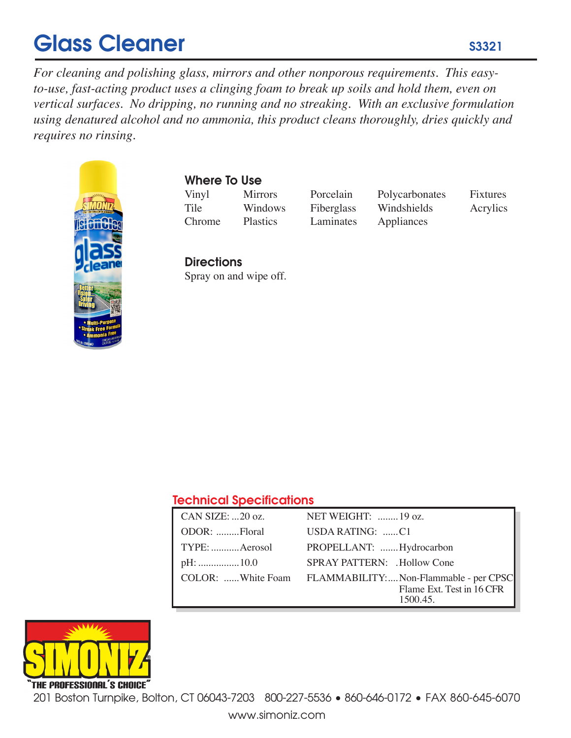# Glass Cleaner

**S3321**

*For cleaning and polishing glass, mirrors and other nonporous requirements. This easy-to-use, fast-acting product uses a clinging foam to break up soils and hold them, even on vertical surfaces. No dripping, no running and no streaking. With an exclusive formulation using denatured alcohol and no ammonia, this product cleans thoroughly, dries quickly and requires no rinsing.*

## Where To Use

| | | | | |
|---|---|---|---|---|
| Vinyl | Mirrors | Porcelain | Polycarbonates | Fixtures |
| Tile | Windows | Fiberglass | Windshields | Acrylics |
| Chrome | Plastics | Laminates | Appliances | |

## Directions

Spray on and wipe off.

## Technical Specifications

| | |
|---|---|
| CAN SIZE: ...20 oz. | NET WEIGHT: ........19 oz. |
| ODOR: .........Floral | USDA RATING: ......C1 |
| TYPE: ...........Aerosol | PROPELLANT: .......Hydrocarbon |
| pH: ................10.0 | SPRAY PATTERN: .Hollow Cone |
| COLOR: ......White Foam | FLAMMABILITY:....Non-Flammable - per CPSC Flame Ext. Test in 16 CFR 1500.45. |

SIMONIZ®

"THE PROFESSIONAL'S CHOICE"

201 Boston Turnpike, Bolton, CT 06043-7203 800-227-5536 • 860-646-0172 • FAX 860-645-6070

www.simoniz.com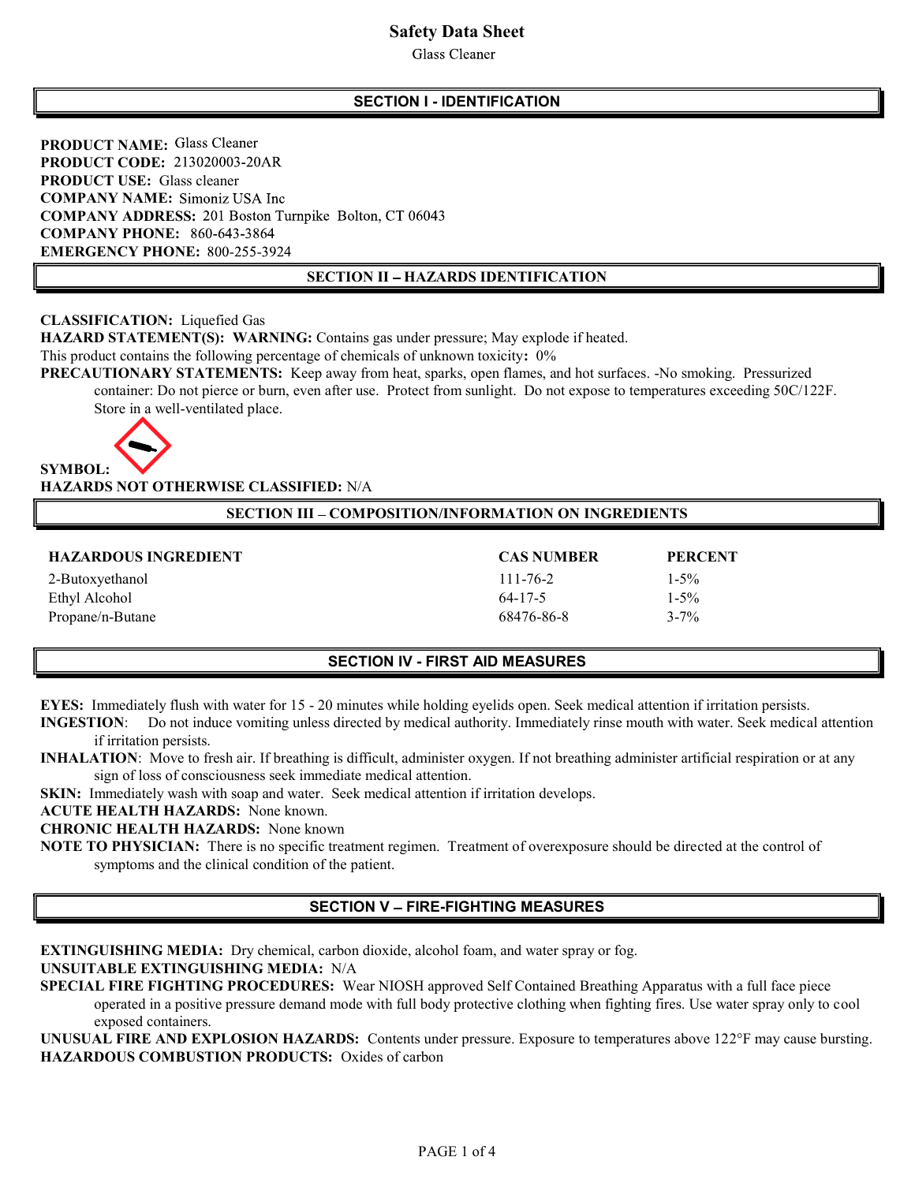# Safety Data Sheet

Glass Cleaner

## SECTION I - IDENTIFICATION

**PRODUCT NAME:** Glass Cleaner
**PRODUCT CODE:** 213020003-20AR
**PRODUCT USE:** Glass cleaner
**COMPANY NAME:** Simoniz USA Inc
**COMPANY ADDRESS:** 201 Boston Turnpike Bolton, CT 06043
**COMPANY PHONE:** 860-643-3864
**EMERGENCY PHONE:** 800-255-3924

## SECTION II – HAZARDS IDENTIFICATION

**CLASSIFICATION:** Liquefied Gas
**HAZARD STATEMENT(S): WARNING:** Contains gas under pressure; May explode if heated.
This product contains the following percentage of chemicals of unknown toxicity**:** 0%
**PRECAUTIONARY STATEMENTS:** Keep away from heat, sparks, open flames, and hot surfaces. -No smoking. Pressurized container: Do not pierce or burn, even after use. Protect from sunlight. Do not expose to temperatures exceeding 50C/122F. Store in a well-ventilated place.

**SYMBOL:**
**HAZARDS NOT OTHERWISE CLASSIFIED:** N/A

## SECTION III – COMPOSITION/INFORMATION ON INGREDIENTS

| HAZARDOUS INGREDIENT | CAS NUMBER | PERCENT |
|---|---|---|
| 2-Butoxyethanol | 111-76-2 | 1-5% |
| Ethyl Alcohol | 64-17-5 | 1-5% |
| Propane/n-Butane | 68476-86-8 | 3-7% |

## SECTION IV - FIRST AID MEASURES

**EYES:** Immediately flush with water for 15 - 20 minutes while holding eyelids open. Seek medical attention if irritation persists.
**INGESTION**: Do not induce vomiting unless directed by medical authority. Immediately rinse mouth with water. Seek medical attention if irritation persists.
**INHALATION**: Move to fresh air. If breathing is difficult, administer oxygen. If not breathing administer artificial respiration or at any sign of loss of consciousness seek immediate medical attention.
**SKIN:** Immediately wash with soap and water. Seek medical attention if irritation develops.
**ACUTE HEALTH HAZARDS:** None known.
**CHRONIC HEALTH HAZARDS:** None known
**NOTE TO PHYSICIAN:** There is no specific treatment regimen. Treatment of overexposure should be directed at the control of symptoms and the clinical condition of the patient.

## SECTION V – FIRE-FIGHTING MEASURES

**EXTINGUISHING MEDIA:** Dry chemical, carbon dioxide, alcohol foam, and water spray or fog.
**UNSUITABLE EXTINGUISHING MEDIA:** N/A
**SPECIAL FIRE FIGHTING PROCEDURES:** Wear NIOSH approved Self Contained Breathing Apparatus with a full face piece operated in a positive pressure demand mode with full body protective clothing when fighting fires. Use water spray only to cool exposed containers.
**UNUSUAL FIRE AND EXPLOSION HAZARDS:** Contents under pressure. Exposure to temperatures above 122°F may cause bursting.
**HAZARDOUS COMBUSTION PRODUCTS:** Oxides of carbon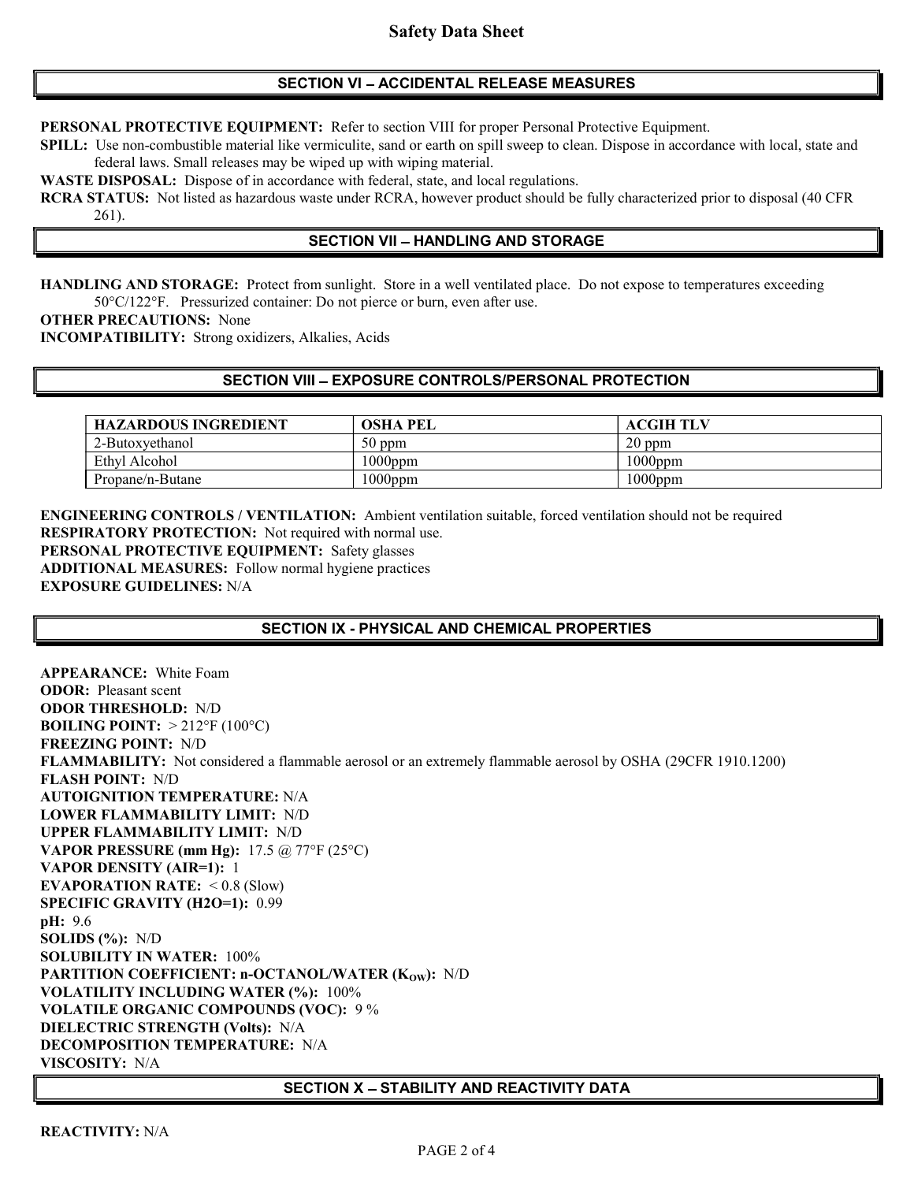## SECTION VI – ACCIDENTAL RELEASE MEASURES

**PERSONAL PROTECTIVE EQUIPMENT:** Refer to section VIII for proper Personal Protective Equipment.

**SPILL:** Use non-combustible material like vermiculite, sand or earth on spill sweep to clean. Dispose in accordance with local, state and federal laws. Small releases may be wiped up with wiping material.

**WASTE DISPOSAL:** Dispose of in accordance with federal, state, and local regulations.

**RCRA STATUS:** Not listed as hazardous waste under RCRA, however product should be fully characterized prior to disposal (40 CFR 261).

## SECTION VII – HANDLING AND STORAGE

**HANDLING AND STORAGE:** Protect from sunlight. Store in a well ventilated place. Do not expose to temperatures exceeding 50°C/122°F. Pressurized container: Do not pierce or burn, even after use.

**OTHER PRECAUTIONS:** None

**INCOMPATIBILITY:** Strong oxidizers, Alkalies, Acids

## SECTION VIII – EXPOSURE CONTROLS/PERSONAL PROTECTION

| HAZARDOUS INGREDIENT | OSHA PEL | ACGIH TLV |
|---|---|---|
| 2-Butoxyethanol | 50 ppm | 20 ppm |
| Ethyl Alcohol | 1000ppm | 1000ppm |
| Propane/n-Butane | 1000ppm | 1000ppm |

**ENGINEERING CONTROLS / VENTILATION:** Ambient ventilation suitable, forced ventilation should not be required

**RESPIRATORY PROTECTION:** Not required with normal use.

**PERSONAL PROTECTIVE EQUIPMENT:** Safety glasses

**ADDITIONAL MEASURES:** Follow normal hygiene practices

**EXPOSURE GUIDELINES:** N/A

## SECTION IX - PHYSICAL AND CHEMICAL PROPERTIES

**APPEARANCE:** White Foam
**ODOR:** Pleasant scent
**ODOR THRESHOLD:** N/D
**BOILING POINT:** > 212°F (100°C)
**FREEZING POINT:** N/D
**FLAMMABILITY:** Not considered a flammable aerosol or an extremely flammable aerosol by OSHA (29CFR 1910.1200)
**FLASH POINT:** N/D
**AUTOIGNITION TEMPERATURE:** N/A
**LOWER FLAMMABILITY LIMIT:** N/D
**UPPER FLAMMABILITY LIMIT:** N/D
**VAPOR PRESSURE (mm Hg):** 17.5 @ 77°F (25°C)
**VAPOR DENSITY (AIR=1):** 1
**EVAPORATION RATE:** < 0.8 (Slow)
**SPECIFIC GRAVITY (H2O=1):** 0.99
**pH:** 9.6
**SOLIDS (%):** N/D
**SOLUBILITY IN WATER:** 100%
**PARTITION COEFFICIENT: n-OCTANOL/WATER ($K_{OW}$):** N/D
**VOLATILITY INCLUDING WATER (%):** 100%
**VOLATILE ORGANIC COMPOUNDS (VOC):** 9 %
**DIELECTRIC STRENGTH (Volts):** N/A
**DECOMPOSITION TEMPERATURE:** N/A
**VISCOSITY:** N/A

## SECTION X – STABILITY AND REACTIVITY DATA

**REACTIVITY:** N/A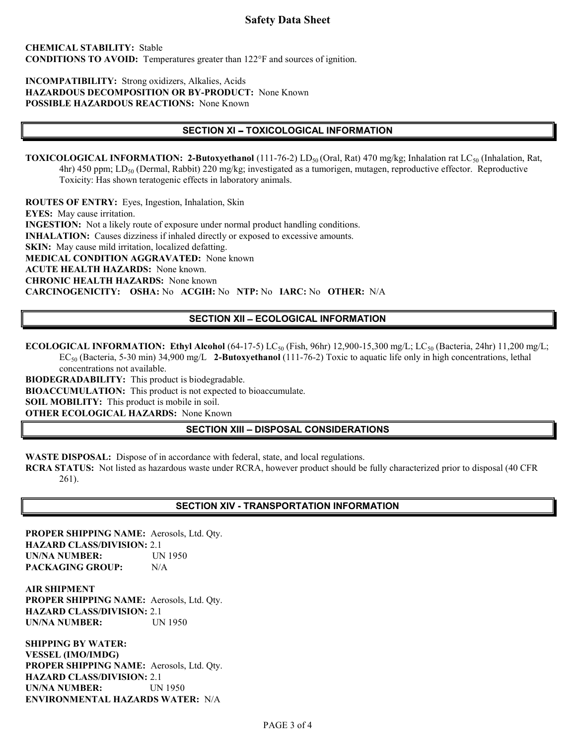**CHEMICAL STABILITY:** Stable
**CONDITIONS TO AVOID:** Temperatures greater than 122°F and sources of ignition.

**INCOMPATIBILITY:** Strong oxidizers, Alkalies, Acids
**HAZARDOUS DECOMPOSITION OR BY-PRODUCT:** None Known
**POSSIBLE HAZARDOUS REACTIONS:** None Known

## SECTION XI – TOXICOLOGICAL INFORMATION

**TOXICOLOGICAL INFORMATION:** **2-Butoxyethanol** (111-76-2) $LD_{50}$ (Oral, Rat) 470 mg/kg; Inhalation rat $LC_{50}$ (Inhalation, Rat, 4hr) 450 ppm; $LD_{50}$ (Dermal, Rabbit) 220 mg/kg; investigated as a tumorigen, mutagen, reproductive effector. Reproductive Toxicity: Has shown teratogenic effects in laboratory animals.

**ROUTES OF ENTRY:** Eyes, Ingestion, Inhalation, Skin
**EYES:** May cause irritation.
**INGESTION:** Not a likely route of exposure under normal product handling conditions.
**INHALATION:** Causes dizziness if inhaled directly or exposed to excessive amounts.
**SKIN:** May cause mild irritation, localized defatting.
**MEDICAL CONDITION AGGRAVATED:** None known
**ACUTE HEALTH HAZARDS:** None known.
**CHRONIC HEALTH HAZARDS:** None known
**CARCINOGENICITY:** **OSHA:** No **ACGIH:** No **NTP:** No **IARC:** No **OTHER:** N/A

## SECTION XII – ECOLOGICAL INFORMATION

**ECOLOGICAL INFORMATION:** **Ethyl Alcohol** (64-17-5) $LC_{50}$ (Fish, 96hr) 12,900-15,300 mg/L; $LC_{50}$ (Bacteria, 24hr) 11,200 mg/L; $EC_{50}$ (Bacteria, 5-30 min) 34,900 mg/L **2-Butoxyethanol** (111-76-2) Toxic to aquatic life only in high concentrations, lethal concentrations not available.
**BIODEGRADABILITY:** This product is biodegradable.
**BIOACCUMULATION:** This product is not expected to bioaccumulate.
**SOIL MOBILITY:** This product is mobile in soil.
**OTHER ECOLOGICAL HAZARDS:** None Known

## SECTION XIII – DISPOSAL CONSIDERATIONS

**WASTE DISPOSAL:** Dispose of in accordance with federal, state, and local regulations.
**RCRA STATUS:** Not listed as hazardous waste under RCRA, however product should be fully characterized prior to disposal (40 CFR 261).

## SECTION XIV - TRANSPORTATION INFORMATION

**PROPER SHIPPING NAME:** Aerosols, Ltd. Qty.
**HAZARD CLASS/DIVISION:** 2.1
**UN/NA NUMBER:** UN 1950
**PACKAGING GROUP:** N/A

**AIR SHIPMENT**
**PROPER SHIPPING NAME:** Aerosols, Ltd. Qty.
**HAZARD CLASS/DIVISION:** 2.1
**UN/NA NUMBER:** UN 1950

**SHIPPING BY WATER:**
**VESSEL (IMO/IMDG)**
**PROPER SHIPPING NAME:** Aerosols, Ltd. Qty.
**HAZARD CLASS/DIVISION:** 2.1
**UN/NA NUMBER:** UN 1950
**ENVIRONMENTAL HAZARDS WATER:** N/A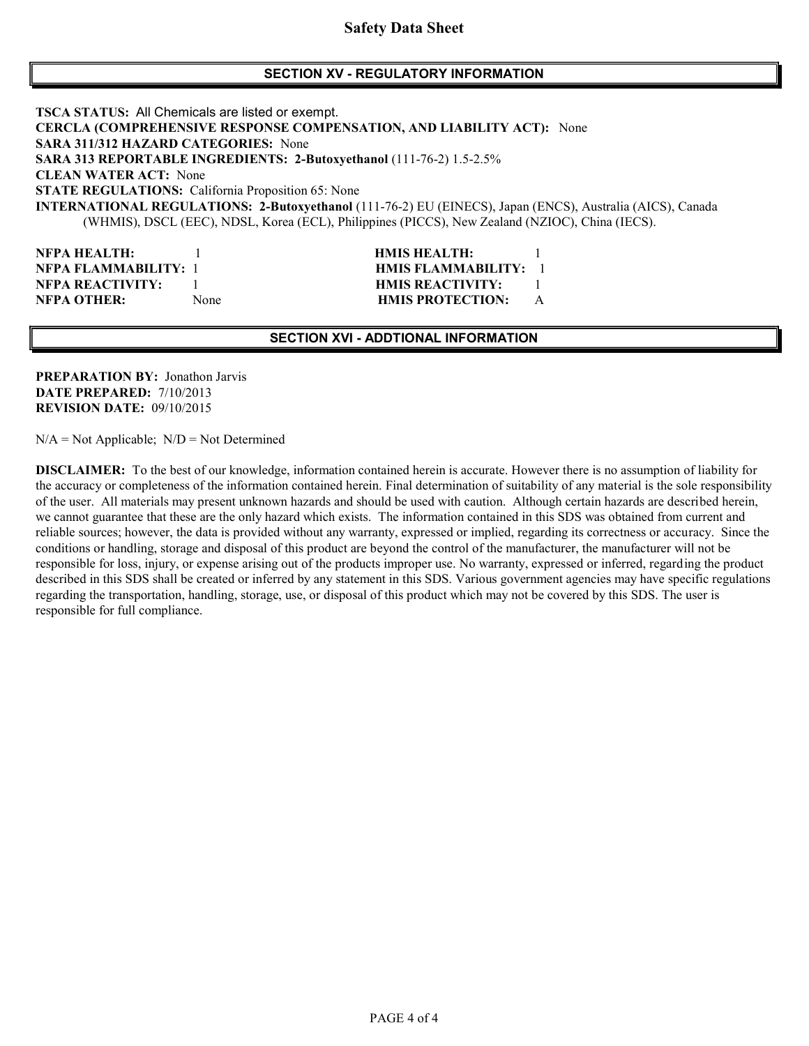## SECTION XV - REGULATORY INFORMATION

**TSCA STATUS:** All Chemicals are listed or exempt.
**CERCLA (COMPREHENSIVE RESPONSE COMPENSATION, AND LIABILITY ACT):** None
**SARA 311/312 HAZARD CATEGORIES:** None
**SARA 313 REPORTABLE INGREDIENTS:** **2-Butoxyethanol** (111-76-2) 1.5-2.5%
**CLEAN WATER ACT:** None
**STATE REGULATIONS:** California Proposition 65: None
**INTERNATIONAL REGULATIONS:** **2-Butoxyethanol** (111-76-2) EU (EINECS), Japan (ENCS), Australia (AICS), Canada (WHMIS), DSCL (EEC), NDSL, Korea (ECL), Philippines (PICCS), New Zealand (NZIOC), China (IECS).

| | | | |
|---|---|---|---|
| **NFPA HEALTH:** | 1 | **HMIS HEALTH:** | 1 |
| **NFPA FLAMMABILITY:** | 1 | **HMIS FLAMMABILITY:** | 1 |
| **NFPA REACTIVITY:** | 1 | **HMIS REACTIVITY:** | 1 |
| **NFPA OTHER:** | None | **HMIS PROTECTION:** | A |

## SECTION XVI - ADDTIONAL INFORMATION

**PREPARATION BY:** Jonathon Jarvis
**DATE PREPARED:** 7/10/2013
**REVISION DATE:** 09/10/2015

N/A = Not Applicable; N/D = Not Determined

**DISCLAIMER:** To the best of our knowledge, information contained herein is accurate. However there is no assumption of liability for the accuracy or completeness of the information contained herein. Final determination of suitability of any material is the sole responsibility of the user. All materials may present unknown hazards and should be used with caution. Although certain hazards are described herein, we cannot guarantee that these are the only hazard which exists. The information contained in this SDS was obtained from current and reliable sources; however, the data is provided without any warranty, expressed or implied, regarding its correctness or accuracy. Since the conditions or handling, storage and disposal of this product are beyond the control of the manufacturer, the manufacturer will not be responsible for loss, injury, or expense arising out of the products improper use. No warranty, expressed or inferred, regarding the product described in this SDS shall be created or inferred by any statement in this SDS. Various government agencies may have specific regulations regarding the transportation, handling, storage, use, or disposal of this product which may not be covered by this SDS. The user is responsible for full compliance.